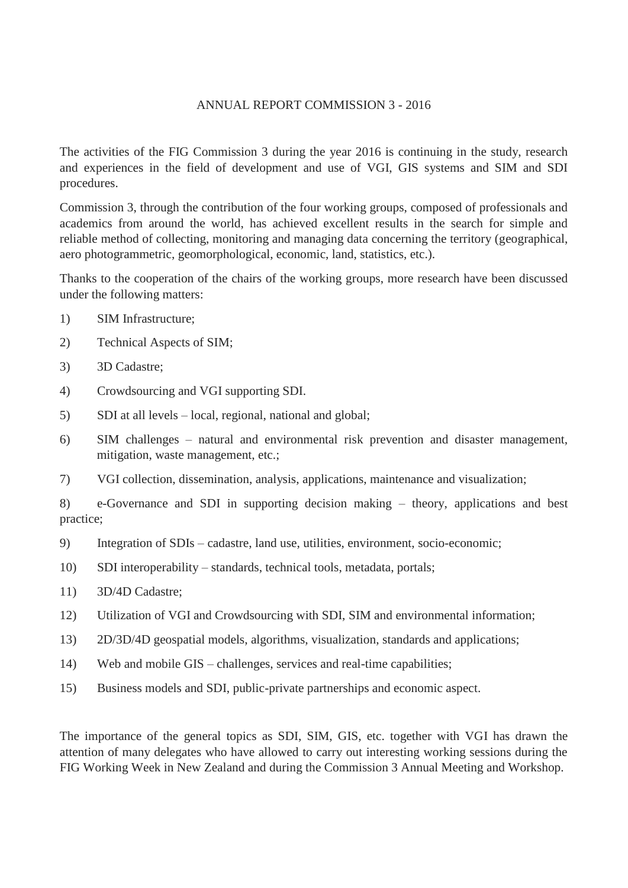# ANNUAL REPORT COMMISSION 3 - 2016

The activities of the FIG Commission 3 during the year 2016 is continuing in the study, research and experiences in the field of development and use of VGI, GIS systems and SIM and SDI procedures.

Commission 3, through the contribution of the four working groups, composed of professionals and academics from around the world, has achieved excellent results in the search for simple and reliable method of collecting, monitoring and managing data concerning the territory (geographical, aero photogrammetric, geomorphological, economic, land, statistics, etc.).

Thanks to the cooperation of the chairs of the working groups, more research have been discussed under the following matters:

1) SIM Infrastructure;
2) Technical Aspects of SIM;
3) 3D Cadastre;
4) Crowdsourcing and VGI supporting SDI.
5) SDI at all levels – local, regional, national and global;
6) SIM challenges – natural and environmental risk prevention and disaster management, mitigation, waste management, etc.;
7) VGI collection, dissemination, analysis, applications, maintenance and visualization;
8) e-Governance and SDI in supporting decision making – theory, applications and best practice;
9) Integration of SDIs – cadastre, land use, utilities, environment, socio-economic;
10) SDI interoperability – standards, technical tools, metadata, portals;
11) 3D/4D Cadastre;
12) Utilization of VGI and Crowdsourcing with SDI, SIM and environmental information;
13) 2D/3D/4D geospatial models, algorithms, visualization, standards and applications;
14) Web and mobile GIS – challenges, services and real-time capabilities;
15) Business models and SDI, public-private partnerships and economic aspect.

The importance of the general topics as SDI, SIM, GIS, etc. together with VGI has drawn the attention of many delegates who have allowed to carry out interesting working sessions during the FIG Working Week in New Zealand and during the Commission 3 Annual Meeting and Workshop.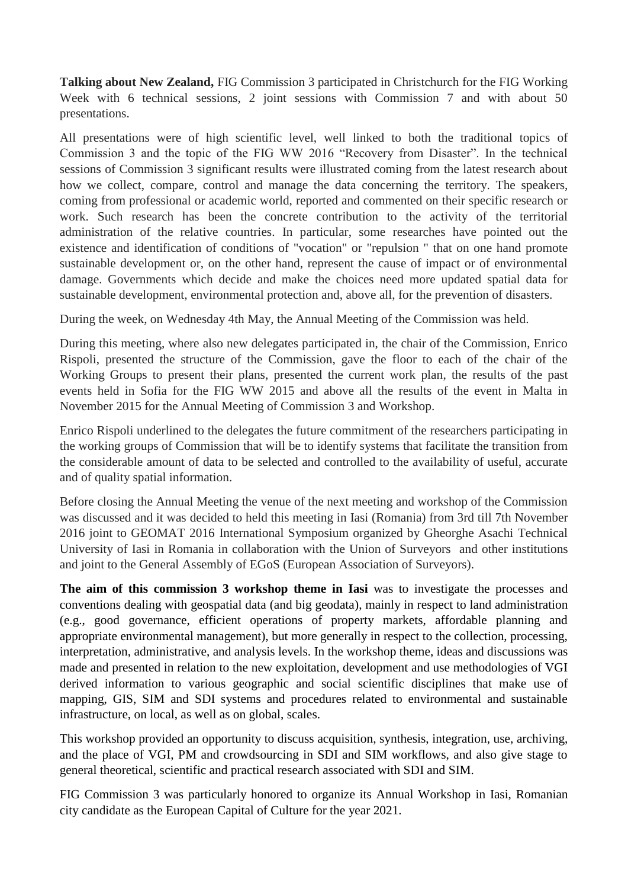**Talking about New Zealand,** FIG Commission 3 participated in Christchurch for the FIG Working Week with 6 technical sessions, 2 joint sessions with Commission 7 and with about 50 presentations.

All presentations were of high scientific level, well linked to both the traditional topics of Commission 3 and the topic of the FIG WW 2016 "Recovery from Disaster". In the technical sessions of Commission 3 significant results were illustrated coming from the latest research about how we collect, compare, control and manage the data concerning the territory. The speakers, coming from professional or academic world, reported and commented on their specific research or work. Such research has been the concrete contribution to the activity of the territorial administration of the relative countries. In particular, some researches have pointed out the existence and identification of conditions of "vocation" or "repulsion " that on one hand promote sustainable development or, on the other hand, represent the cause of impact or of environmental damage. Governments which decide and make the choices need more updated spatial data for sustainable development, environmental protection and, above all, for the prevention of disasters.

During the week, on Wednesday 4th May, the Annual Meeting of the Commission was held.

During this meeting, where also new delegates participated in, the chair of the Commission, Enrico Rispoli, presented the structure of the Commission, gave the floor to each of the chair of the Working Groups to present their plans, presented the current work plan, the results of the past events held in Sofia for the FIG WW 2015 and above all the results of the event in Malta in November 2015 for the Annual Meeting of Commission 3 and Workshop.

Enrico Rispoli underlined to the delegates the future commitment of the researchers participating in the working groups of Commission that will be to identify systems that facilitate the transition from the considerable amount of data to be selected and controlled to the availability of useful, accurate and of quality spatial information.

Before closing the Annual Meeting the venue of the next meeting and workshop of the Commission was discussed and it was decided to held this meeting in Iasi (Romania) from 3rd till 7th November 2016 joint to GEOMAT 2016 International Symposium organized by Gheorghe Asachi Technical University of Iasi in Romania in collaboration with the Union of Surveyors and other institutions and joint to the General Assembly of EGoS (European Association of Surveyors).

**The aim of this commission 3 workshop theme in Iasi** was to investigate the processes and conventions dealing with geospatial data (and big geodata), mainly in respect to land administration (e.g., good governance, efficient operations of property markets, affordable planning and appropriate environmental management), but more generally in respect to the collection, processing, interpretation, administrative, and analysis levels. In the workshop theme, ideas and discussions was made and presented in relation to the new exploitation, development and use methodologies of VGI derived information to various geographic and social scientific disciplines that make use of mapping, GIS, SIM and SDI systems and procedures related to environmental and sustainable infrastructure, on local, as well as on global, scales.

This workshop provided an opportunity to discuss acquisition, synthesis, integration, use, archiving, and the place of VGI, PM and crowdsourcing in SDI and SIM workflows, and also give stage to general theoretical, scientific and practical research associated with SDI and SIM.

FIG Commission 3 was particularly honored to organize its Annual Workshop in Iasi, Romanian city candidate as the European Capital of Culture for the year 2021.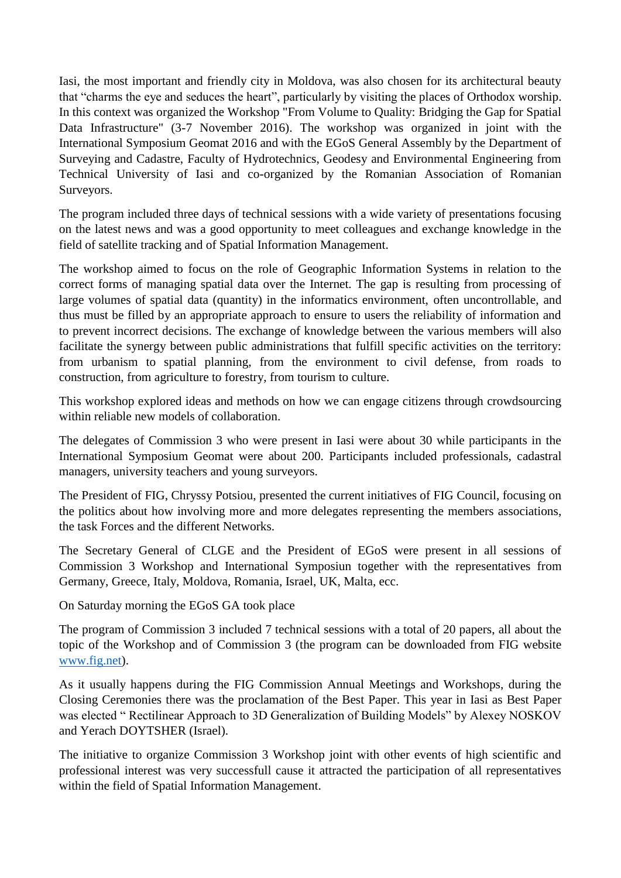Iasi, the most important and friendly city in Moldova, was also chosen for its architectural beauty that “charms the eye and seduces the heart”, particularly by visiting the places of Orthodox worship. In this context was organized the Workshop "From Volume to Quality: Bridging the Gap for Spatial Data Infrastructure" (3-7 November 2016). The workshop was organized in joint with the International Symposium Geomat 2016 and with the EGoS General Assembly by the Department of Surveying and Cadastre, Faculty of Hydrotechnics, Geodesy and Environmental Engineering from Technical University of Iasi and co-organized by the Romanian Association of Romanian Surveyors.

The program included three days of technical sessions with a wide variety of presentations focusing on the latest news and was a good opportunity to meet colleagues and exchange knowledge in the field of satellite tracking and of Spatial Information Management.

The workshop aimed to focus on the role of Geographic Information Systems in relation to the correct forms of managing spatial data over the Internet. The gap is resulting from processing of large volumes of spatial data (quantity) in the informatics environment, often uncontrollable, and thus must be filled by an appropriate approach to ensure to users the reliability of information and to prevent incorrect decisions. The exchange of knowledge between the various members will also facilitate the synergy between public administrations that fulfill specific activities on the territory: from urbanism to spatial planning, from the environment to civil defense, from roads to construction, from agriculture to forestry, from tourism to culture.

This workshop explored ideas and methods on how we can engage citizens through crowdsourcing within reliable new models of collaboration.

The delegates of Commission 3 who were present in Iasi were about 30 while participants in the International Symposium Geomat were about 200. Participants included professionals, cadastral managers, university teachers and young surveyors.

The President of FIG, Chryssy Potsiou, presented the current initiatives of FIG Council, focusing on the politics about how involving more and more delegates representing the members associations, the task Forces and the different Networks.

The Secretary General of CLGE and the President of EGoS were present in all sessions of Commission 3 Workshop and International Symposiun together with the representatives from Germany, Greece, Italy, Moldova, Romania, Israel, UK, Malta, ecc.

On Saturday morning the EGoS GA took place

The program of Commission 3 included 7 technical sessions with a total of 20 papers, all about the topic of the Workshop and of Commission 3 (the program can be downloaded from FIG website [www.fig.net](www.fig.net)).

As it usually happens during the FIG Commission Annual Meetings and Workshops, during the Closing Ceremonies there was the proclamation of the Best Paper. This year in Iasi as Best Paper was elected “ Rectilinear Approach to 3D Generalization of Building Models” by Alexey NOSKOV and Yerach DOYTSHER (Israel).

The initiative to organize Commission 3 Workshop joint with other events of high scientific and professional interest was very successfull cause it attracted the participation of all representatives within the field of Spatial Information Management.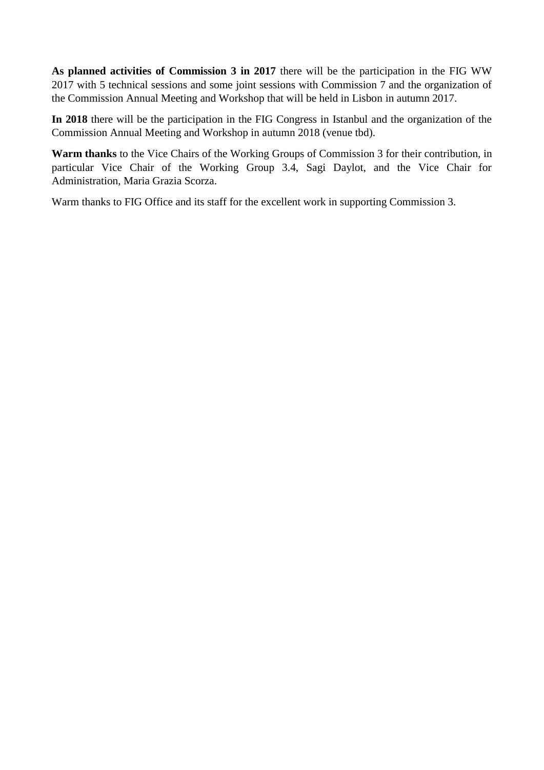**As planned activities of Commission 3 in 2017** there will be the participation in the FIG WW 2017 with 5 technical sessions and some joint sessions with Commission 7 and the organization of the Commission Annual Meeting and Workshop that will be held in Lisbon in autumn 2017.

**In 2018** there will be the participation in the FIG Congress in Istanbul and the organization of the Commission Annual Meeting and Workshop in autumn 2018 (venue tbd).

**Warm thanks** to the Vice Chairs of the Working Groups of Commission 3 for their contribution, in particular Vice Chair of the Working Group 3.4, Sagi Daylot, and the Vice Chair for Administration, Maria Grazia Scorza.

Warm thanks to FIG Office and its staff for the excellent work in supporting Commission 3.